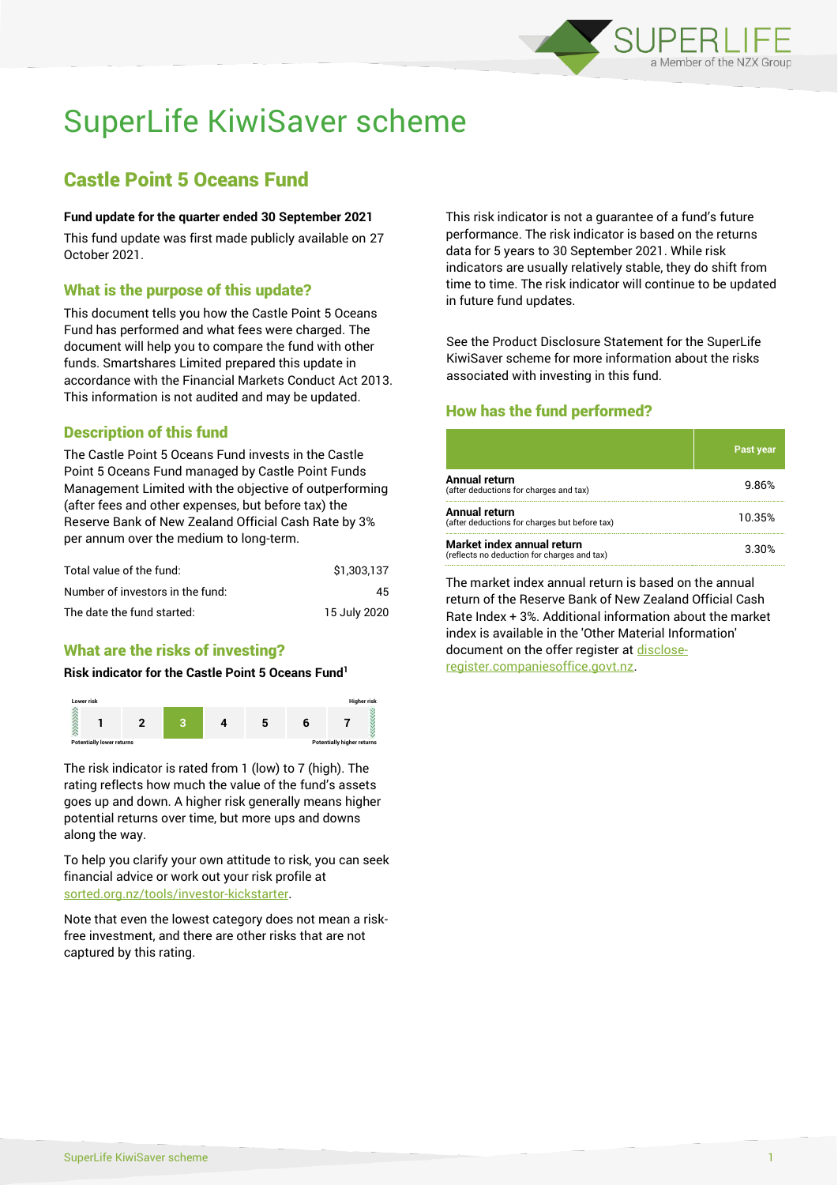# SuperLife KiwiSaver scheme

## Castle Point 5 Oceans Fund

**Fund update for the quarter ended 30 September 2021**

This fund update was first made publicly available on 27 October 2021.

### What is the purpose of this update?

This document tells you how the Castle Point 5 Oceans Fund has performed and what fees were charged. The document will help you to compare the fund with other funds. Smartshares Limited prepared this update in accordance with the Financial Markets Conduct Act 2013. This information is not audited and may be updated.

### Description of this fund

The Castle Point 5 Oceans Fund invests in the Castle Point 5 Oceans Fund managed by Castle Point Funds Management Limited with the objective of outperforming (after fees and other expenses, but before tax) the Reserve Bank of New Zealand Official Cash Rate by 3% per annum over the medium to long-term.

| | |
|---|---|
| Total value of the fund: | $1,303,137 |
| Number of investors in the fund: | 45 |
| The date the fund started: | 15 July 2020 |

### What are the risks of investing?

**Risk indicator for the Castle Point 5 Oceans Fund[1]**

| Lower risk | | | | | | Higher risk |
|---|---|---|---|---|---|---|
| 1 | 2 | **3** | 4 | 5 | 6 | 7 |
| Potentially lower returns | | | | | | Potentially higher returns |

The risk indicator is rated from 1 (low) to 7 (high). The rating reflects how much the value of the fund's assets goes up and down. A higher risk generally means higher potential returns over time, but more ups and downs along the way.

To help you clarify your own attitude to risk, you can seek financial advice or work out your risk profile at sorted.org.nz/tools/investor-kickstarter.

Note that even the lowest category does not mean a risk-free investment, and there are other risks that are not captured by this rating.

This risk indicator is not a guarantee of a fund's future performance. The risk indicator is based on the returns data for 5 years to 30 September 2021. While risk indicators are usually relatively stable, they do shift from time to time. The risk indicator will continue to be updated in future fund updates.

See the Product Disclosure Statement for the SuperLife KiwiSaver scheme for more information about the risks associated with investing in this fund.

### How has the fund performed?

| | Past year |
|---|---|
| **Annual return** (after deductions for charges and tax) | 9.86% |
| **Annual return** (after deductions for charges but before tax) | 10.35% |
| **Market index annual return** (reflects no deduction for charges and tax) | 3.30% |

The market index annual return is based on the annual return of the Reserve Bank of New Zealand Official Cash Rate Index + 3%. Additional information about the market index is available in the 'Other Material Information' document on the offer register at disclose-register.companiesoffice.govt.nz.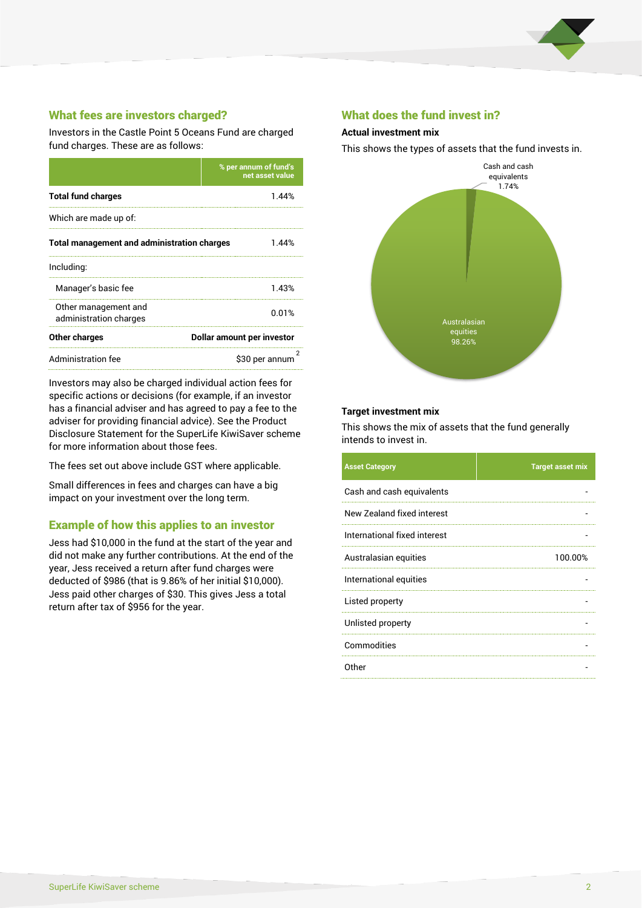## What fees are investors charged?

Investors in the Castle Point 5 Oceans Fund are charged fund charges. These are as follows:

| | % per annum of fund's net asset value |
|---|---|
| **Total fund charges** | 1.44% |
| Which are made up of: | |
| **Total management and administration charges** | 1.44% |
| Including: | |
| Manager's basic fee | 1.43% |
| Other management and administration charges | 0.01% |
| **Other charges** | **Dollar amount per investor** |
| Administration fee | $30 per annum [2] |

Investors may also be charged individual action fees for specific actions or decisions (for example, if an investor has a financial adviser and has agreed to pay a fee to the adviser for providing financial advice). See the Product Disclosure Statement for the SuperLife KiwiSaver scheme for more information about those fees.

The fees set out above include GST where applicable.

Small differences in fees and charges can have a big impact on your investment over the long term.

## Example of how this applies to an investor

Jess had $10,000 in the fund at the start of the year and did not make any further contributions. At the end of the year, Jess received a return after fund charges were deducted of $986 (that is 9.86% of her initial $10,000). Jess paid other charges of $30. This gives Jess a total return after tax of $956 for the year.

## What does the fund invest in?

### Actual investment mix

This shows the types of assets that the fund invests in.

- Cash and cash equivalents: 1.74%
- Australasian equities: 98.26%

### Target investment mix

This shows the mix of assets that the fund generally intends to invest in.

| Asset Category | Target asset mix |
|---|---|
| Cash and cash equivalents | - |
| New Zealand fixed interest | - |
| International fixed interest | - |
| Australasian equities | 100.00% |
| International equities | - |
| Listed property | - |
| Unlisted property | - |
| Commodities | - |
| Other | - |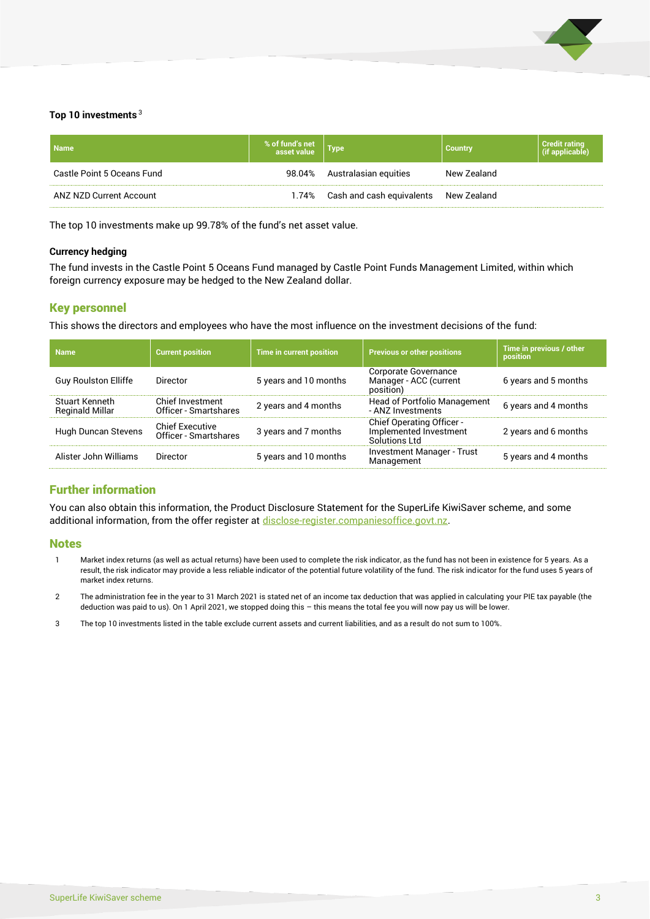#### Top 10 investments[3]

| Name | % of fund's net asset value | Type | Country | Credit rating (if applicable) |
| --- | --- | --- | --- | --- |
| Castle Point 5 Oceans Fund | 98.04% | Australasian equities | New Zealand | |
| ANZ NZD Current Account | 1.74% | Cash and cash equivalents | New Zealand | |

The top 10 investments make up 99.78% of the fund's net asset value.

#### Currency hedging

The fund invests in the Castle Point 5 Oceans Fund managed by Castle Point Funds Management Limited, within which foreign currency exposure may be hedged to the New Zealand dollar.

## Key personnel

This shows the directors and employees who have the most influence on the investment decisions of the fund:

| Name | Current position | Time in current position | Previous or other positions | Time in previous / other position |
| --- | --- | --- | --- | --- |
| Guy Roulston Elliffe | Director | 5 years and 10 months | Corporate Governance Manager - ACC (current position) | 6 years and 5 months |
| Stuart Kenneth Reginald Millar | Chief Investment Officer - Smartshares | 2 years and 4 months | Head of Portfolio Management - ANZ Investments | 6 years and 4 months |
| Hugh Duncan Stevens | Chief Executive Officer - Smartshares | 3 years and 7 months | Chief Operating Officer - Implemented Investment Solutions Ltd | 2 years and 6 months |
| Alister John Williams | Director | 5 years and 10 months | Investment Manager - Trust Management | 5 years and 4 months |

## Further information

You can also obtain this information, the Product Disclosure Statement for the SuperLife KiwiSaver scheme, and some additional information, from the offer register at disclose-register.companiesoffice.govt.nz.

## Notes

1. Market index returns (as well as actual returns) have been used to complete the risk indicator, as the fund has not been in existence for 5 years. As a result, the risk indicator may provide a less reliable indicator of the potential future volatility of the fund. The risk indicator for the fund uses 5 years of market index returns.
2. The administration fee in the year to 31 March 2021 is stated net of an income tax deduction that was applied in calculating your PIE tax payable (the deduction was paid to us). On 1 April 2021, we stopped doing this – this means the total fee you will now pay us will be lower.
3. The top 10 investments listed in the table exclude current assets and current liabilities, and as a result do not sum to 100%.